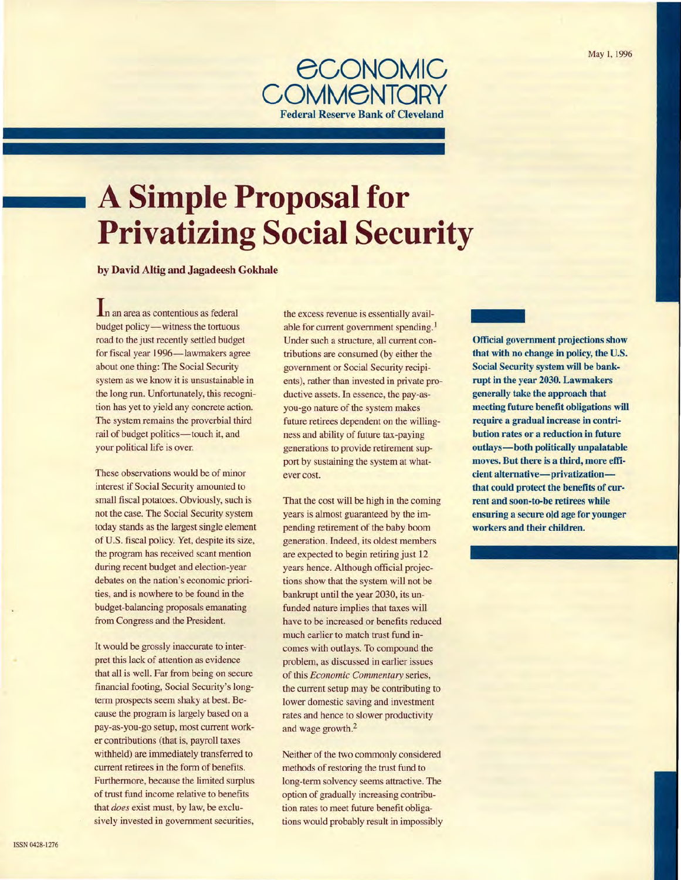May 1, 1996

**ECONOMIC COMMENTARY**
**Federal Reserve Bank of Cleveland**

# A Simple Proposal for Privatizing Social Security

**by David Altig and Jagadeesh Gokhale**

**Official government projections show that with no change in policy, the U.S. Social Security system will be bankrupt in the year 2030. Lawmakers generally take the approach that meeting future benefit obligations will require a gradual increase in contribution rates or a reduction in future outlays—both politically unpalatable moves. But there is a third, more efficient alternative—privatization—that could protect the benefits of current and soon-to-be retirees while ensuring a secure old age for younger workers and their children.**

In an area as contentious as federal budget policy—witness the tortuous road to the just recently settled budget for fiscal year 1996—lawmakers agree about one thing: The Social Security system as we know it is unsustainable in the long run. Unfortunately, this recognition has yet to yield any concrete action. The system remains the proverbial third rail of budget politics—touch it, and your political life is over.

These observations would be of minor interest if Social Security amounted to small fiscal potatoes. Obviously, such is not the case. The Social Security system today stands as the largest single element of U.S. fiscal policy. Yet, despite its size, the program has received scant mention during recent budget and election-year debates on the nation's economic priorities, and is nowhere to be found in the budget-balancing proposals emanating from Congress and the President.

It would be grossly inaccurate to interpret this lack of attention as evidence that all is well. Far from being on secure financial footing, Social Security's long-term prospects seem shaky at best. Because the program is largely based on a pay-as-you-go setup, most current worker contributions (that is, payroll taxes withheld) are immediately transferred to current retirees in the form of benefits. Furthermore, because the limited surplus of trust fund income relative to benefits that *does* exist must, by law, be exclusively invested in government securities, the excess revenue is essentially available for current government spending.[1] Under such a structure, all current contributions are consumed (by either the government or Social Security recipients), rather than invested in private productive assets. In essence, the pay-as-you-go nature of the system makes future retirees dependent on the willingness and ability of future tax-paying generations to provide retirement support by sustaining the system at whatever cost.

That the cost will be high in the coming years is almost guaranteed by the impending retirement of the baby boom generation. Indeed, its oldest members are expected to begin retiring just 12 years hence. Although official projections show that the system will not be bankrupt until the year 2030, its unfunded nature implies that taxes will have to be increased or benefits reduced much earlier to match trust fund incomes with outlays. To compound the problem, as discussed in earlier issues of this *Economic Commentary* series, the current setup may be contributing to lower domestic saving and investment rates and hence to slower productivity and wage growth.[2]

Neither of the two commonly considered methods of restoring the trust fund to long-term solvency seems attractive. The option of gradually increasing contribution rates to meet future benefit obligations would probably result in impossibly

ISSN 0428-1276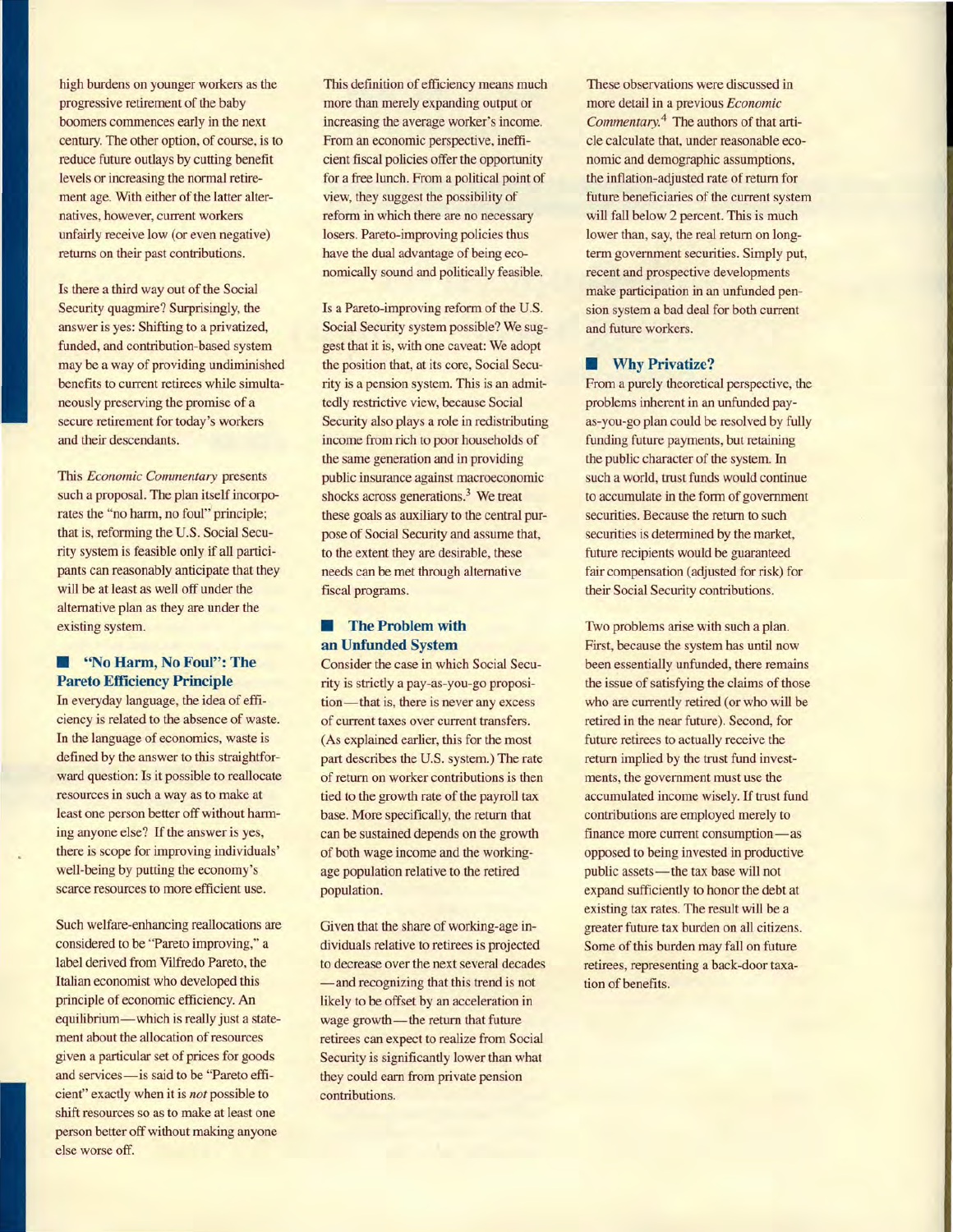high burdens on younger workers as the progressive retirement of the baby boomers commences early in the next century. The other option, of course, is to reduce future outlays by cutting benefit levels or increasing the normal retirement age. With either of the latter alternatives, however, current workers unfairly receive low (or even negative) returns on their past contributions.

Is there a third way out of the Social Security quagmire? Surprisingly, the answer is yes: Shifting to a privatized, funded, and contribution-based system may be a way of providing undiminished benefits to current retirees while simultaneously preserving the promise of a secure retirement for today's workers and their descendants.

This *Economic Commentary* presents such a proposal. The plan itself incorporates the "no harm, no foul" principle; that is, reforming the U.S. Social Security system is feasible only if all participants can reasonably anticipate that they will be at least as well off under the alternative plan as they are under the existing system.

## "No Harm, No Foul": The Pareto Efficiency Principle

In everyday language, the idea of efficiency is related to the absence of waste. In the language of economics, waste is defined by the answer to this straightforward question: Is it possible to reallocate resources in such a way as to make at least one person better off without harming anyone else? If the answer is yes, there is scope for improving individuals' well-being by putting the economy's scarce resources to more efficient use.

Such welfare-enhancing reallocations are considered to be "Pareto improving," a label derived from Vilfredo Pareto, the Italian economist who developed this principle of economic efficiency. An equilibrium—which is really just a statement about the allocation of resources given a particular set of prices for goods and services—is said to be "Pareto efficient" exactly when it is *not* possible to shift resources so as to make at least one person better off without making anyone else worse off.

This definition of efficiency means much more than merely expanding output or increasing the average worker's income. From an economic perspective, inefficient fiscal policies offer the opportunity for a free lunch. From a political point of view, they suggest the possibility of reform in which there are no necessary losers. Pareto-improving policies thus have the dual advantage of being economically sound and politically feasible.

Is a Pareto-improving reform of the U.S. Social Security system possible? We suggest that it is, with one caveat: We adopt the position that, at its core, Social Security is a pension system. This is an admittedly restrictive view, because Social Security also plays a role in redistributing income from rich to poor households of the same generation and in providing public insurance against macroeconomic shocks across generations.[3] We treat these goals as auxiliary to the central purpose of Social Security and assume that, to the extent they are desirable, these needs can be met through alternative fiscal programs.

## The Problem with an Unfunded System

Consider the case in which Social Security is strictly a pay-as-you-go proposition—that is, there is never any excess of current taxes over current transfers. (As explained earlier, this for the most part describes the U.S. system.) The rate of return on worker contributions is then tied to the growth rate of the payroll tax base. More specifically, the return that can be sustained depends on the growth of both wage income and the working-age population relative to the retired population.

Given that the share of working-age individuals relative to retirees is projected to decrease over the next several decades —and recognizing that this trend is not likely to be offset by an acceleration in wage growth—the return that future retirees can expect to realize from Social Security is significantly lower than what they could earn from private pension contributions.

These observations were discussed in more detail in a previous *Economic Commentary*.[4] The authors of that article calculate that, under reasonable economic and demographic assumptions, the inflation-adjusted rate of return for future beneficiaries of the current system will fall below 2 percent. This is much lower than, say, the real return on long-term government securities. Simply put, recent and prospective developments make participation in an unfunded pension system a bad deal for both current and future workers.

## Why Privatize?

From a purely theoretical perspective, the problems inherent in an unfunded pay-as-you-go plan could be resolved by fully funding future payments, but retaining the public character of the system. In such a world, trust funds would continue to accumulate in the form of government securities. Because the return to such securities is determined by the market, future recipients would be guaranteed fair compensation (adjusted for risk) for their Social Security contributions.

Two problems arise with such a plan. First, because the system has until now been essentially unfunded, there remains the issue of satisfying the claims of those who are currently retired (or who will be retired in the near future). Second, for future retirees to actually receive the return implied by the trust fund investments, the government must use the accumulated income wisely. If trust fund contributions are employed merely to finance more current consumption—as opposed to being invested in productive public assets—the tax base will not expand sufficiently to honor the debt at existing tax rates. The result will be a greater future tax burden on all citizens. Some of this burden may fall on future retirees, representing a back-door taxation of benefits.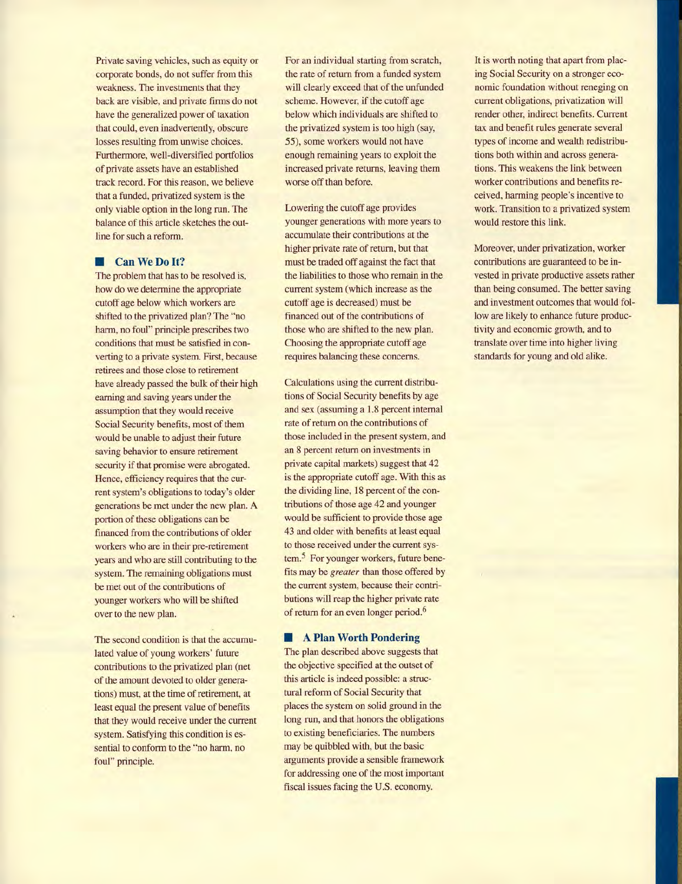Private saving vehicles, such as equity or corporate bonds, do not suffer from this weakness. The investments that they back are visible, and private firms do not have the generalized power of taxation that could, even inadvertently, obscure losses resulting from unwise choices. Furthermore, well-diversified portfolios of private assets have an established track record. For this reason, we believe that a funded, privatized system is the only viable option in the long run. The balance of this article sketches the outline for such a reform.

## Can We Do It?

The problem that has to be resolved is, how do we determine the appropriate cutoff age below which workers are shifted to the privatized plan? The "no harm, no foul" principle prescribes two conditions that must be satisfied in converting to a private system. First, because retirees and those close to retirement have already passed the bulk of their high earning and saving years under the assumption that they would receive Social Security benefits, most of them would be unable to adjust their future saving behavior to ensure retirement security if that promise were abrogated. Hence, efficiency requires that the current system's obligations to today's older generations be met under the new plan. A portion of these obligations can be financed from the contributions of older workers who are in their pre-retirement years and who are still contributing to the system. The remaining obligations must be met out of the contributions of younger workers who will be shifted over to the new plan.

The second condition is that the accumulated value of young workers' future contributions to the privatized plan (net of the amount devoted to older generations) must, at the time of retirement, at least equal the present value of benefits that they would receive under the current system. Satisfying this condition is essential to conform to the "no harm, no foul" principle.

For an individual starting from scratch, the rate of return from a funded system will clearly exceed that of the unfunded scheme. However, if the cutoff age below which individuals are shifted to the privatized system is too high (say, 55), some workers would not have enough remaining years to exploit the increased private returns, leaving them worse off than before.

Lowering the cutoff age provides younger generations with more years to accumulate their contributions at the higher private rate of return, but that must be traded off against the fact that the liabilities to those who remain in the current system (which increase as the cutoff age is decreased) must be financed out of the contributions of those who are shifted to the new plan. Choosing the appropriate cutoff age requires balancing these concerns.

Calculations using the current distributions of Social Security benefits by age and sex (assuming a 1.8 percent internal rate of return on the contributions of those included in the present system, and an 8 percent return on investments in private capital markets) suggest that 42 is the appropriate cutoff age. With this as the dividing line, 18 percent of the contributions of those age 42 and younger would be sufficient to provide those age 43 and older with benefits at least equal to those received under the current system.[5] For younger workers, future benefits may be *greater* than those offered by the current system, because their contributions will reap the higher private rate of return for an even longer period.[6]

## A Plan Worth Pondering

The plan described above suggests that the objective specified at the outset of this article is indeed possible: a structural reform of Social Security that places the system on solid ground in the long run, and that honors the obligations to existing beneficiaries. The numbers may be quibbled with, but the basic arguments provide a sensible framework for addressing one of the most important fiscal issues facing the U.S. economy.

It is worth noting that apart from placing Social Security on a stronger economic foundation without reneging on current obligations, privatization will render other, indirect benefits. Current tax and benefit rules generate several types of income and wealth redistributions both within and across generations. This weakens the link between worker contributions and benefits received, harming people's incentive to work. Transition to a privatized system would restore this link.

Moreover, under privatization, worker contributions are guaranteed to be invested in private productive assets rather than being consumed. The better saving and investment outcomes that would follow are likely to enhance future productivity and economic growth, and to translate over time into higher living standards for young and old alike.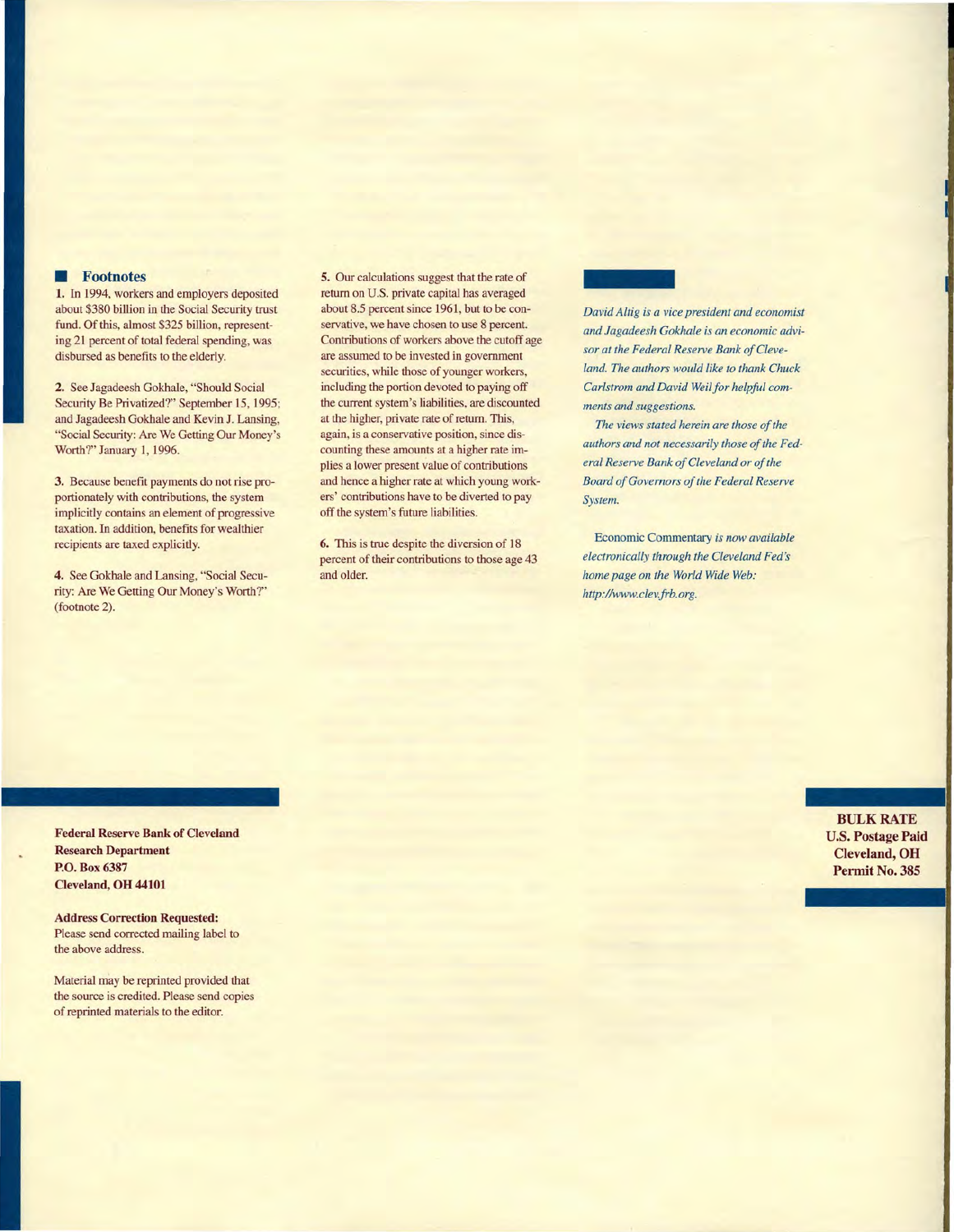## Footnotes

**1.** In 1994, workers and employers deposited about $380 billion in the Social Security trust fund. Of this, almost $325 billion, representing 21 percent of total federal spending, was disbursed as benefits to the elderly.

**2.** See Jagadeesh Gokhale, "Should Social Security Be Privatized?" September 15, 1995; and Jagadeesh Gokhale and Kevin J. Lansing, "Social Security: Are We Getting Our Money's Worth?" January 1, 1996.

**3.** Because benefit payments do not rise proportionately with contributions, the system implicitly contains an element of progressive taxation. In addition, benefits for wealthier recipients are taxed explicitly.

**4.** See Gokhale and Lansing, "Social Security: Are We Getting Our Money's Worth?" (footnote 2).

**5.** Our calculations suggest that the rate of return on U.S. private capital has averaged about 8.5 percent since 1961, but to be conservative, we have chosen to use 8 percent. Contributions of workers above the cutoff age are assumed to be invested in government securities, while those of younger workers, including the portion devoted to paying off the current system's liabilities, are discounted at the higher, private rate of return. This, again, is a conservative position, since discounting these amounts at a higher rate implies a lower present value of contributions and hence a higher rate at which young workers' contributions have to be diverted to pay off the system's future liabilities.

**6.** This is true despite the diversion of 18 percent of their contributions to those age 43 and older.

*David Altig is a vice president and economist and Jagadeesh Gokhale is an economic advisor at the Federal Reserve Bank of Cleveland. The authors would like to thank Chuck Carlstrom and David Weil for helpful comments and suggestions.*

*The views stated herein are those of the authors and not necessarily those of the Federal Reserve Bank of Cleveland or of the Board of Governors of the Federal Reserve System.*

Economic Commentary *is now available electronically through the Cleveland Fed's home page on the World Wide Web: http://www.clev.frb.org.*

**Federal Reserve Bank of Cleveland**
**Research Department**
**P.O. Box 6387**
**Cleveland, OH 44101**

**Address Correction Requested:**
Please send corrected mailing label to the above address.

Material may be reprinted provided that the source is credited. Please send copies of reprinted materials to the editor.

**BULK RATE**
**U.S. Postage Paid**
**Cleveland, OH**
**Permit No. 385**